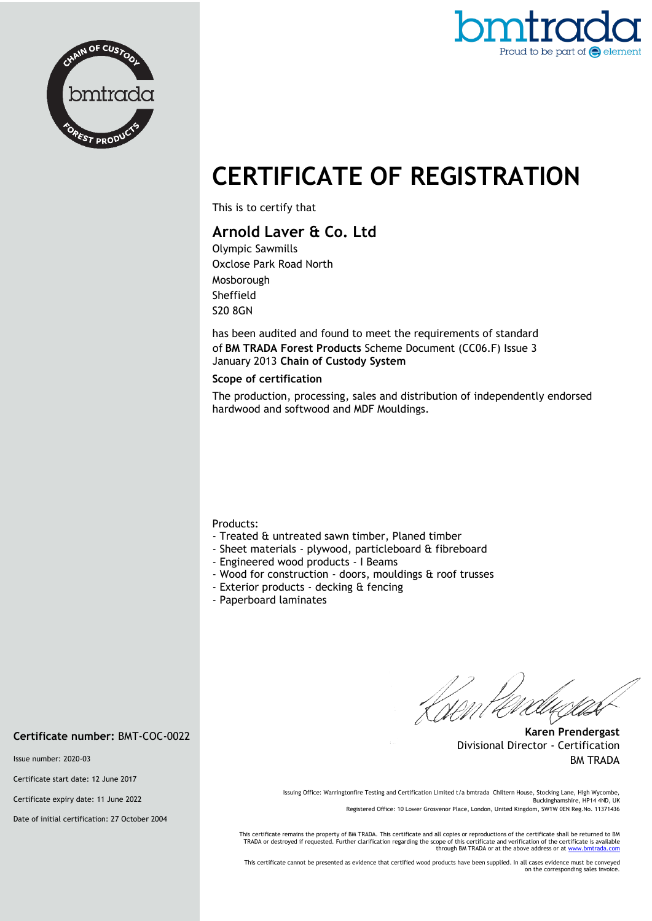# CERTIFICATE OF REGISTRATION

This is to certify that

## Arnold Laver & Co. Ltd

Olympic Sawmills
Oxclose Park Road North
Mosborough
Sheffield
S20 8GN

has been audited and found to meet the requirements of standard of **BM TRADA Forest Products** Scheme Document (CC06.F) Issue 3 January 2013 **Chain of Custody System**

### Scope of certification

The production, processing, sales and distribution of independently endorsed hardwood and softwood and MDF Mouldings.

Products:

- Treated & untreated sawn timber, Planed timber
- Sheet materials - plywood, particleboard & fibreboard
- Engineered wood products - I Beams
- Wood for construction - doors, mouldings & roof trusses
- Exterior products - decking & fencing
- Paperboard laminates

**Karen Prendergast**
Divisional Director - Certification
BM TRADA

**Certificate number:** BMT-COC-0022

Issue number: 2020-03

Certificate start date: 12 June 2017

Certificate expiry date: 11 June 2022

Date of initial certification: 27 October 2004

Issuing Office: Warringtonfire Testing and Certification Limited t/a bmtrada Chiltern House, Stocking Lane, High Wycombe, Buckinghamshire, HP14 4ND, UK
Registered Office: 10 Lower Grosvenor Place, London, United Kingdom, SW1W 0EN Reg.No. 11371436

This certificate remains the property of BM TRADA. This certificate and all copies or reproductions of the certificate shall be returned to BM TRADA or destroyed if requested. Further clarification regarding the scope of this certificate and verification of the certificate is available through BM TRADA or at the above address or at www.bmtrada.com

This certificate cannot be presented as evidence that certified wood products have been supplied. In all cases evidence must be conveyed on the corresponding sales invoice.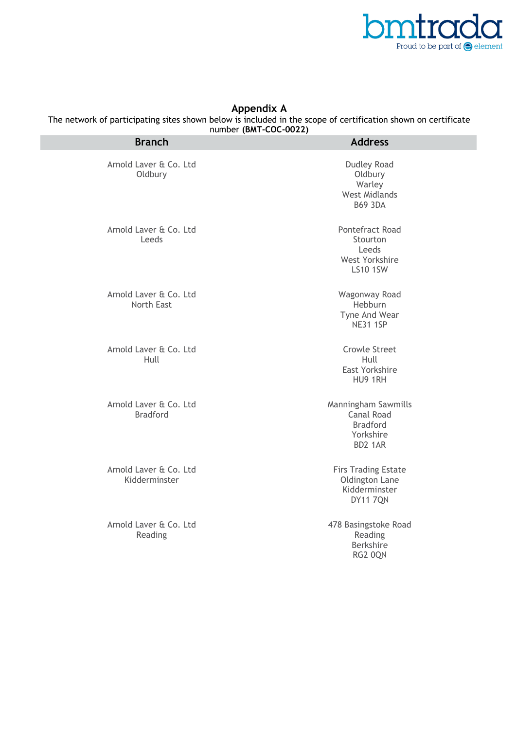## Appendix A

The network of participating sites shown below is included in the scope of certification shown on certificate number **(BMT-COC-0022)**

| Branch | Address |
|---|---|
| Arnold Laver & Co. Ltd<br>Oldbury | Dudley Road<br>Oldbury<br>Warley<br>West Midlands<br>B69 3DA |
| Arnold Laver & Co. Ltd<br>Leeds | Pontefract Road<br>Stourton<br>Leeds<br>West Yorkshire<br>LS10 1SW |
| Arnold Laver & Co. Ltd<br>North East | Wagonway Road<br>Hebburn<br>Tyne And Wear<br>NE31 1SP |
| Arnold Laver & Co. Ltd<br>Hull | Crowle Street<br>Hull<br>East Yorkshire<br>HU9 1RH |
| Arnold Laver & Co. Ltd<br>Bradford | Manningham Sawmills<br>Canal Road<br>Bradford<br>Yorkshire<br>BD2 1AR |
| Arnold Laver & Co. Ltd<br>Kidderminster | Firs Trading Estate<br>Oldington Lane<br>Kidderminster<br>DY11 7QN |
| Arnold Laver & Co. Ltd<br>Reading | 478 Basingstoke Road<br>Reading<br>Berkshire<br>RG2 0QN |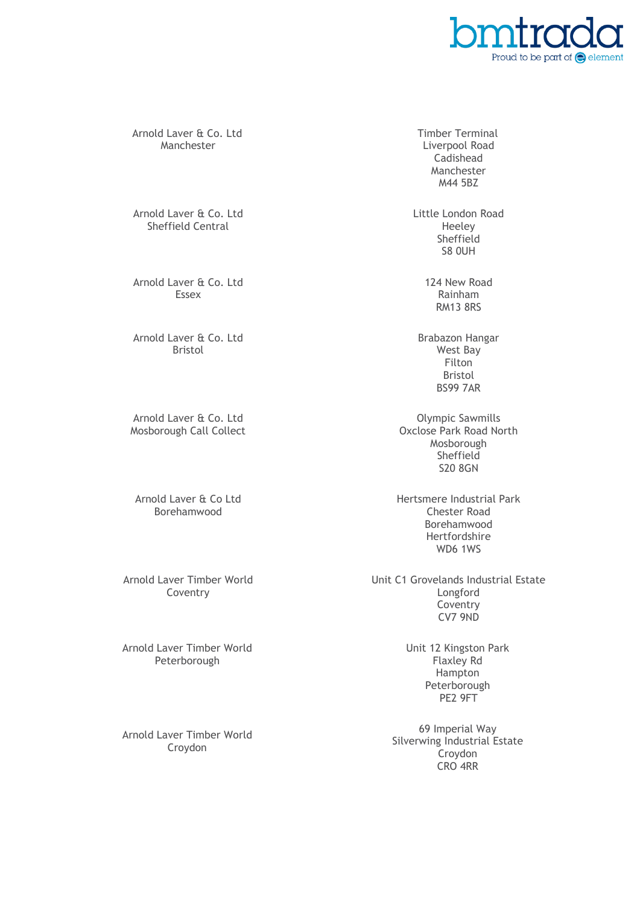| Site | Address |
|---|---|
| Arnold Laver & Co. Ltd<br>Manchester | Timber Terminal<br>Liverpool Road<br>Cadishead<br>Manchester<br>M44 5BZ |
| Arnold Laver & Co. Ltd<br>Sheffield Central | Little London Road<br>Heeley<br>Sheffield<br>S8 0UH |
| Arnold Laver & Co. Ltd<br>Essex | 124 New Road<br>Rainham<br>RM13 8RS |
| Arnold Laver & Co. Ltd<br>Bristol | Brabazon Hangar<br>West Bay<br>Filton<br>Bristol<br>BS99 7AR |
| Arnold Laver & Co. Ltd<br>Mosborough Call Collect | Olympic Sawmills<br>Oxclose Park Road North<br>Mosborough<br>Sheffield<br>S20 8GN |
| Arnold Laver & Co Ltd<br>Borehamwood | Hertsmere Industrial Park<br>Chester Road<br>Borehamwood<br>Hertfordshire<br>WD6 1WS |
| Arnold Laver Timber World<br>Coventry | Unit C1 Grovelands Industrial Estate<br>Longford<br>Coventry<br>CV7 9ND |
| Arnold Laver Timber World<br>Peterborough | Unit 12 Kingston Park<br>Flaxley Rd<br>Hampton<br>Peterborough<br>PE2 9FT |
| Arnold Laver Timber World<br>Croydon | 69 Imperial Way<br>Silverwing Industrial Estate<br>Croydon<br>CRO 4RR |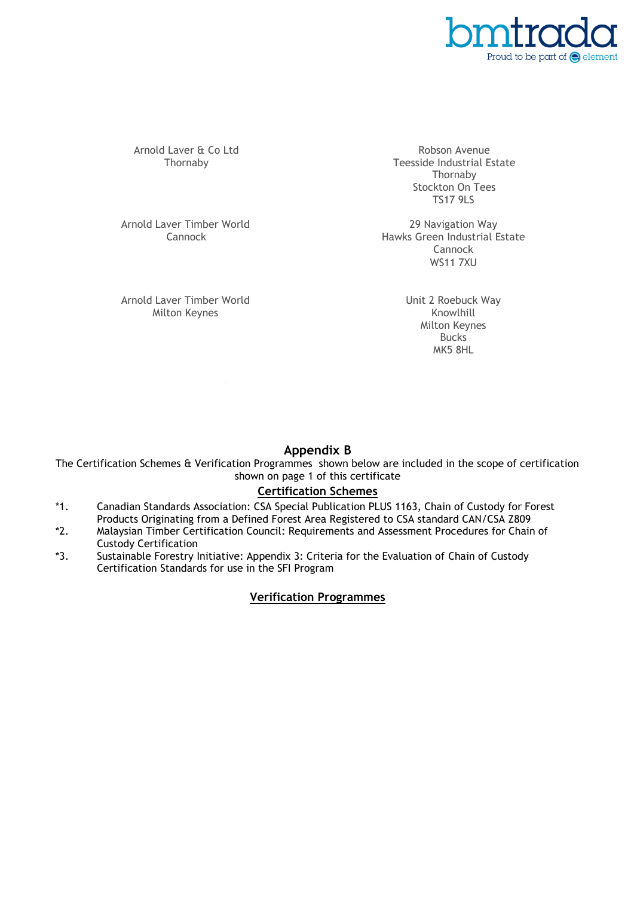| | |
|---|---|
| Arnold Laver & Co Ltd<br>Thornaby | Robson Avenue<br>Teesside Industrial Estate<br>Thornaby<br>Stockton On Tees<br>TS17 9LS |
| Arnold Laver Timber World<br>Cannock | 29 Navigation Way<br>Hawks Green Industrial Estate<br>Cannock<br>WS11 7XU |
| Arnold Laver Timber World<br>Milton Keynes | Unit 2 Roebuck Way<br>Knowlhill<br>Milton Keynes<br>Bucks<br>MK5 8HL |

## Appendix B

The Certification Schemes & Verification Programmes shown below are included in the scope of certification shown on page 1 of this certificate

### Certification Schemes

*1. Canadian Standards Association: CSA Special Publication PLUS 1163, Chain of Custody for Forest Products Originating from a Defined Forest Area Registered to CSA standard CAN/CSA Z809

*2. Malaysian Timber Certification Council: Requirements and Assessment Procedures for Chain of Custody Certification

*3. Sustainable Forestry Initiative: Appendix 3: Criteria for the Evaluation of Chain of Custody Certification Standards for use in the SFI Program

### Verification Programmes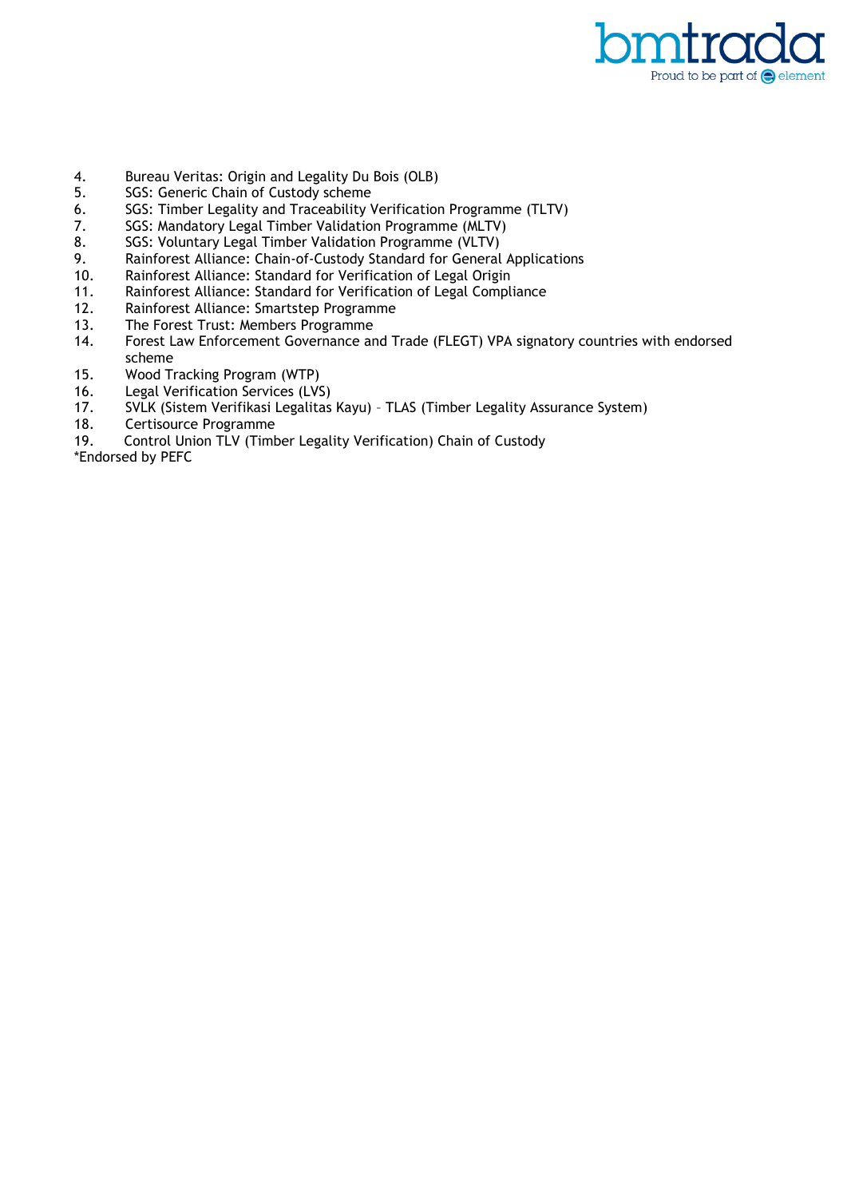4. Bureau Veritas: Origin and Legality Du Bois (OLB)
5. SGS: Generic Chain of Custody scheme
6. SGS: Timber Legality and Traceability Verification Programme (TLTV)
7. SGS: Mandatory Legal Timber Validation Programme (MLTV)
8. SGS: Voluntary Legal Timber Validation Programme (VLTV)
9. Rainforest Alliance: Chain-of-Custody Standard for General Applications
10. Rainforest Alliance: Standard for Verification of Legal Origin
11. Rainforest Alliance: Standard for Verification of Legal Compliance
12. Rainforest Alliance: Smartstep Programme
13. The Forest Trust: Members Programme
14. Forest Law Enforcement Governance and Trade (FLEGT) VPA signatory countries with endorsed scheme
15. Wood Tracking Program (WTP)
16. Legal Verification Services (LVS)
17. SVLK (Sistem Verifikasi Legalitas Kayu) – TLAS (Timber Legality Assurance System)
18. Certisource Programme
19. Control Union TLV (Timber Legality Verification) Chain of Custody

*Endorsed by PEFC